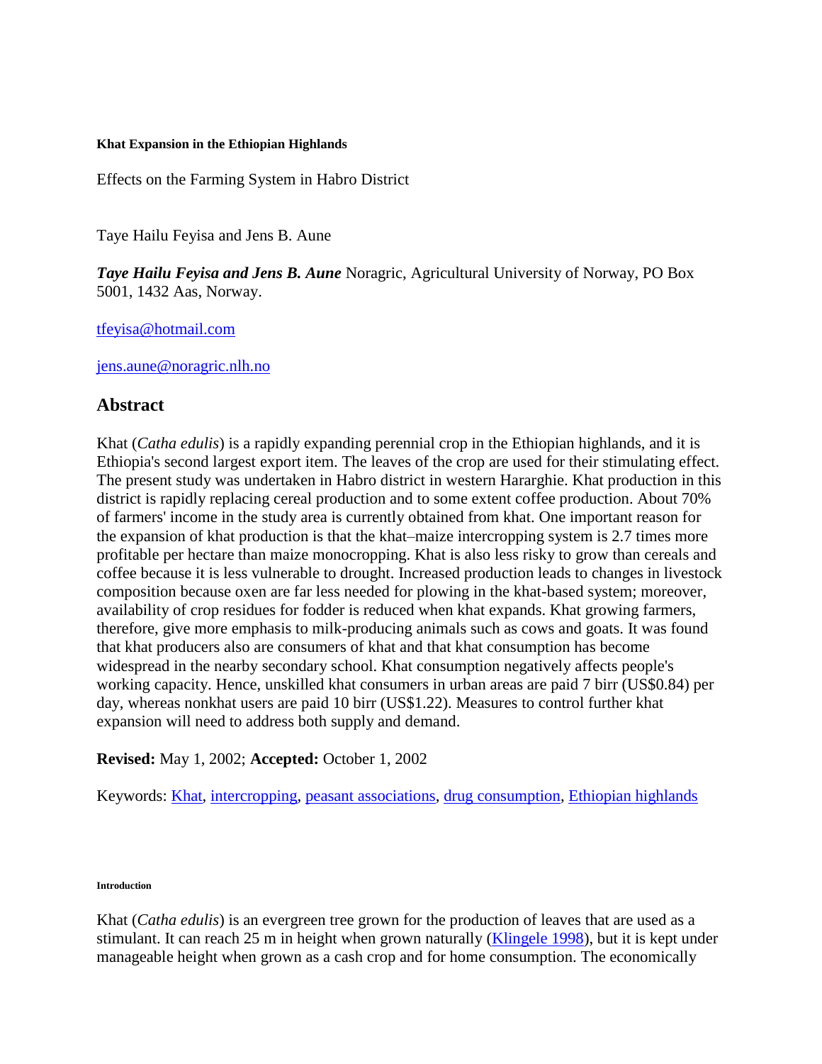#### Khat Expansion in the Ethiopian Highlands

Effects on the Farming System in Habro District

Taye Hailu Feyisa and Jens B. Aune

***Taye Hailu Feyisa and Jens B. Aune*** Noragric, Agricultural University of Norway, PO Box 5001, 1432 Aas, Norway.

tfeyisa@hotmail.com

jens.aune@noragric.nlh.no

## Abstract

Khat (*Catha edulis*) is a rapidly expanding perennial crop in the Ethiopian highlands, and it is Ethiopia's second largest export item. The leaves of the crop are used for their stimulating effect. The present study was undertaken in Habro district in western Hararghie. Khat production in this district is rapidly replacing cereal production and to some extent coffee production. About 70% of farmers' income in the study area is currently obtained from khat. One important reason for the expansion of khat production is that the khat–maize intercropping system is 2.7 times more profitable per hectare than maize monocropping. Khat is also less risky to grow than cereals and coffee because it is less vulnerable to drought. Increased production leads to changes in livestock composition because oxen are far less needed for plowing in the khat-based system; moreover, availability of crop residues for fodder is reduced when khat expands. Khat growing farmers, therefore, give more emphasis to milk-producing animals such as cows and goats. It was found that khat producers also are consumers of khat and that khat consumption has become widespread in the nearby secondary school. Khat consumption negatively affects people's working capacity. Hence, unskilled khat consumers in urban areas are paid 7 birr (US$0.84) per day, whereas nonkhat users are paid 10 birr (US$1.22). Measures to control further khat expansion will need to address both supply and demand.

**Revised:** May 1, 2002; **Accepted:** October 1, 2002

Keywords: Khat, intercropping, peasant associations, drug consumption, Ethiopian highlands

##### Introduction

Khat (*Catha edulis*) is an evergreen tree grown for the production of leaves that are used as a stimulant. It can reach 25 m in height when grown naturally (Klingele 1998), but it is kept under manageable height when grown as a cash crop and for home consumption. The economically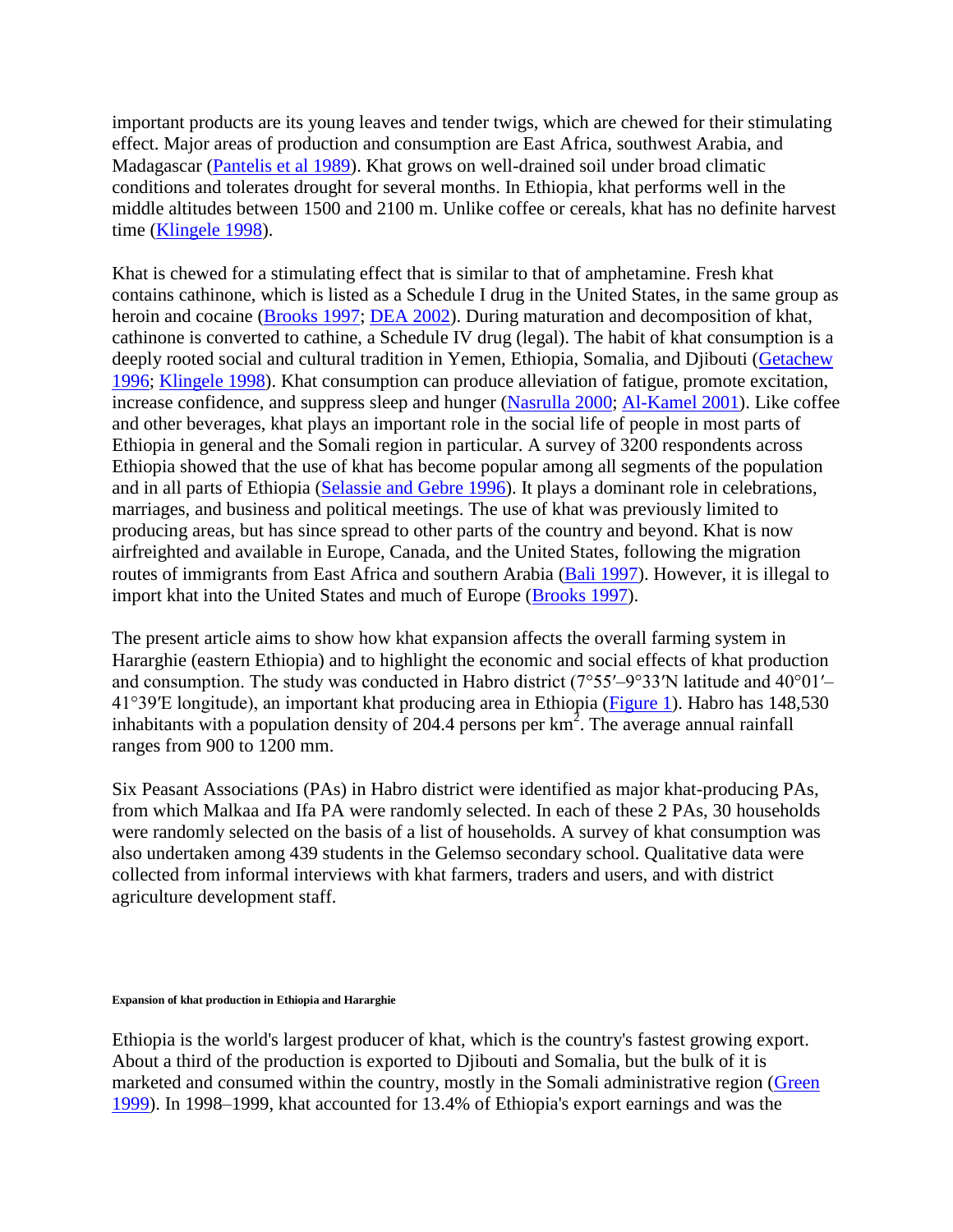important products are its young leaves and tender twigs, which are chewed for their stimulating effect. Major areas of production and consumption are East Africa, southwest Arabia, and Madagascar (Pantelis et al 1989). Khat grows on well-drained soil under broad climatic conditions and tolerates drought for several months. In Ethiopia, khat performs well in the middle altitudes between 1500 and 2100 m. Unlike coffee or cereals, khat has no definite harvest time (Klingele 1998).

Khat is chewed for a stimulating effect that is similar to that of amphetamine. Fresh khat contains cathinone, which is listed as a Schedule I drug in the United States, in the same group as heroin and cocaine (Brooks 1997; DEA 2002). During maturation and decomposition of khat, cathinone is converted to cathine, a Schedule IV drug (legal). The habit of khat consumption is a deeply rooted social and cultural tradition in Yemen, Ethiopia, Somalia, and Djibouti (Getachew 1996; Klingele 1998). Khat consumption can produce alleviation of fatigue, promote excitation, increase confidence, and suppress sleep and hunger (Nasrulla 2000; Al-Kamel 2001). Like coffee and other beverages, khat plays an important role in the social life of people in most parts of Ethiopia in general and the Somali region in particular. A survey of 3200 respondents across Ethiopia showed that the use of khat has become popular among all segments of the population and in all parts of Ethiopia (Selassie and Gebre 1996). It plays a dominant role in celebrations, marriages, and business and political meetings. The use of khat was previously limited to producing areas, but has since spread to other parts of the country and beyond. Khat is now airfreighted and available in Europe, Canada, and the United States, following the migration routes of immigrants from East Africa and southern Arabia (Bali 1997). However, it is illegal to import khat into the United States and much of Europe (Brooks 1997).

The present article aims to show how khat expansion affects the overall farming system in Hararghie (eastern Ethiopia) and to highlight the economic and social effects of khat production and consumption. The study was conducted in Habro district (7°55′–9°33′N latitude and 40°01′–41°39′E longitude), an important khat producing area in Ethiopia (Figure 1). Habro has 148,530 inhabitants with a population density of 204.4 persons per km$^2$. The average annual rainfall ranges from 900 to 1200 mm.

Six Peasant Associations (PAs) in Habro district were identified as major khat-producing PAs, from which Malkaa and Ifa PA were randomly selected. In each of these 2 PAs, 30 households were randomly selected on the basis of a list of households. A survey of khat consumption was also undertaken among 439 students in the Gelemso secondary school. Qualitative data were collected from informal interviews with khat farmers, traders and users, and with district agriculture development staff.

#### Expansion of khat production in Ethiopia and Hararghie

Ethiopia is the world's largest producer of khat, which is the country's fastest growing export. About a third of the production is exported to Djibouti and Somalia, but the bulk of it is marketed and consumed within the country, mostly in the Somali administrative region (Green 1999). In 1998–1999, khat accounted for 13.4% of Ethiopia's export earnings and was the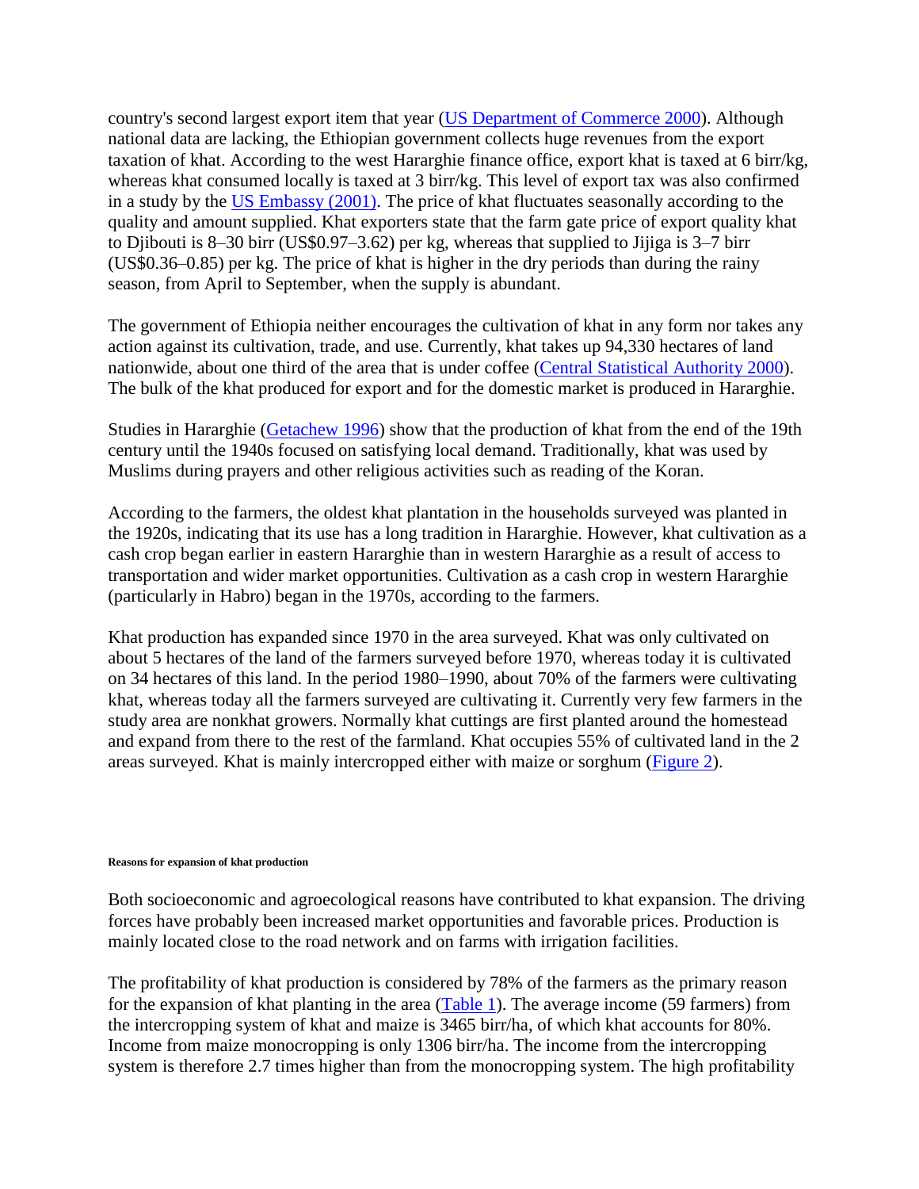country's second largest export item that year (US Department of Commerce 2000). Although national data are lacking, the Ethiopian government collects huge revenues from the export taxation of khat. According to the west Hararghie finance office, export khat is taxed at 6 birr/kg, whereas khat consumed locally is taxed at 3 birr/kg. This level of export tax was also confirmed in a study by the US Embassy (2001). The price of khat fluctuates seasonally according to the quality and amount supplied. Khat exporters state that the farm gate price of export quality khat to Djibouti is 8–30 birr (US$0.97–3.62) per kg, whereas that supplied to Jijiga is 3–7 birr (US$0.36–0.85) per kg. The price of khat is higher in the dry periods than during the rainy season, from April to September, when the supply is abundant.

The government of Ethiopia neither encourages the cultivation of khat in any form nor takes any action against its cultivation, trade, and use. Currently, khat takes up 94,330 hectares of land nationwide, about one third of the area that is under coffee (Central Statistical Authority 2000). The bulk of the khat produced for export and for the domestic market is produced in Hararghie.

Studies in Hararghie (Getachew 1996) show that the production of khat from the end of the 19th century until the 1940s focused on satisfying local demand. Traditionally, khat was used by Muslims during prayers and other religious activities such as reading of the Koran.

According to the farmers, the oldest khat plantation in the households surveyed was planted in the 1920s, indicating that its use has a long tradition in Hararghie. However, khat cultivation as a cash crop began earlier in eastern Hararghie than in western Hararghie as a result of access to transportation and wider market opportunities. Cultivation as a cash crop in western Hararghie (particularly in Habro) began in the 1970s, according to the farmers.

Khat production has expanded since 1970 in the area surveyed. Khat was only cultivated on about 5 hectares of the land of the farmers surveyed before 1970, whereas today it is cultivated on 34 hectares of this land. In the period 1980–1990, about 70% of the farmers were cultivating khat, whereas today all the farmers surveyed are cultivating it. Currently very few farmers in the study area are nonkhat growers. Normally khat cuttings are first planted around the homestead and expand from there to the rest of the farmland. Khat occupies 55% of cultivated land in the 2 areas surveyed. Khat is mainly intercropped either with maize or sorghum (Figure 2).

#### Reasons for expansion of khat production

Both socioeconomic and agroecological reasons have contributed to khat expansion. The driving forces have probably been increased market opportunities and favorable prices. Production is mainly located close to the road network and on farms with irrigation facilities.

The profitability of khat production is considered by 78% of the farmers as the primary reason for the expansion of khat planting in the area (Table 1). The average income (59 farmers) from the intercropping system of khat and maize is 3465 birr/ha, of which khat accounts for 80%. Income from maize monocropping is only 1306 birr/ha. The income from the intercropping system is therefore 2.7 times higher than from the monocropping system. The high profitability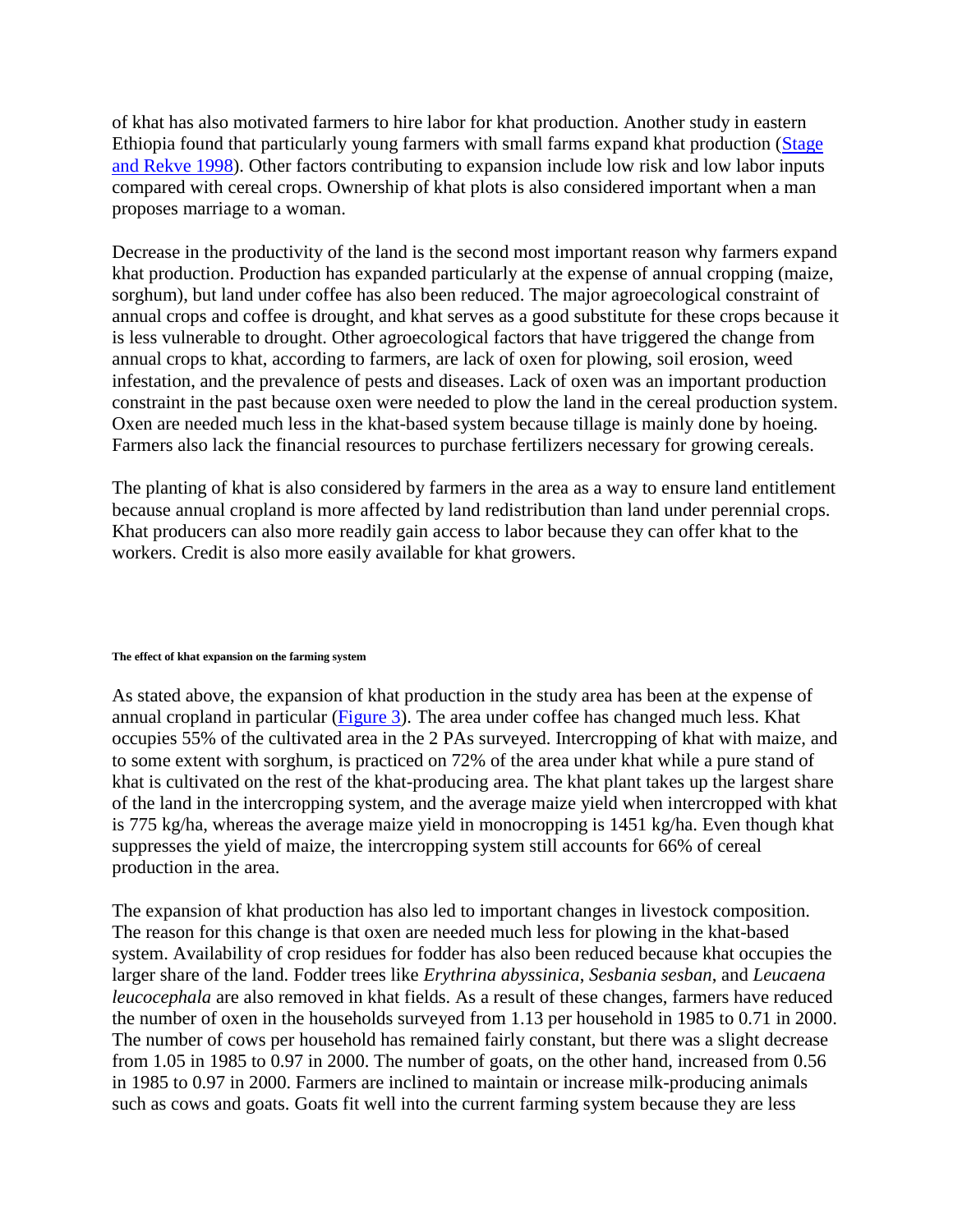of khat has also motivated farmers to hire labor for khat production. Another study in eastern Ethiopia found that particularly young farmers with small farms expand khat production (Stage and Rekve 1998). Other factors contributing to expansion include low risk and low labor inputs compared with cereal crops. Ownership of khat plots is also considered important when a man proposes marriage to a woman.

Decrease in the productivity of the land is the second most important reason why farmers expand khat production. Production has expanded particularly at the expense of annual cropping (maize, sorghum), but land under coffee has also been reduced. The major agroecological constraint of annual crops and coffee is drought, and khat serves as a good substitute for these crops because it is less vulnerable to drought. Other agroecological factors that have triggered the change from annual crops to khat, according to farmers, are lack of oxen for plowing, soil erosion, weed infestation, and the prevalence of pests and diseases. Lack of oxen was an important production constraint in the past because oxen were needed to plow the land in the cereal production system. Oxen are needed much less in the khat-based system because tillage is mainly done by hoeing. Farmers also lack the financial resources to purchase fertilizers necessary for growing cereals.

The planting of khat is also considered by farmers in the area as a way to ensure land entitlement because annual cropland is more affected by land redistribution than land under perennial crops. Khat producers can also more readily gain access to labor because they can offer khat to the workers. Credit is also more easily available for khat growers.

#### The effect of khat expansion on the farming system

As stated above, the expansion of khat production in the study area has been at the expense of annual cropland in particular (Figure 3). The area under coffee has changed much less. Khat occupies 55% of the cultivated area in the 2 PAs surveyed. Intercropping of khat with maize, and to some extent with sorghum, is practiced on 72% of the area under khat while a pure stand of khat is cultivated on the rest of the khat-producing area. The khat plant takes up the largest share of the land in the intercropping system, and the average maize yield when intercropped with khat is 775 kg/ha, whereas the average maize yield in monocropping is 1451 kg/ha. Even though khat suppresses the yield of maize, the intercropping system still accounts for 66% of cereal production in the area.

The expansion of khat production has also led to important changes in livestock composition. The reason for this change is that oxen are needed much less for plowing in the khat-based system. Availability of crop residues for fodder has also been reduced because khat occupies the larger share of the land. Fodder trees like *Erythrina abyssinica*, *Sesbania sesban*, and *Leucaena leucocephala* are also removed in khat fields. As a result of these changes, farmers have reduced the number of oxen in the households surveyed from 1.13 per household in 1985 to 0.71 in 2000. The number of cows per household has remained fairly constant, but there was a slight decrease from 1.05 in 1985 to 0.97 in 2000. The number of goats, on the other hand, increased from 0.56 in 1985 to 0.97 in 2000. Farmers are inclined to maintain or increase milk-producing animals such as cows and goats. Goats fit well into the current farming system because they are less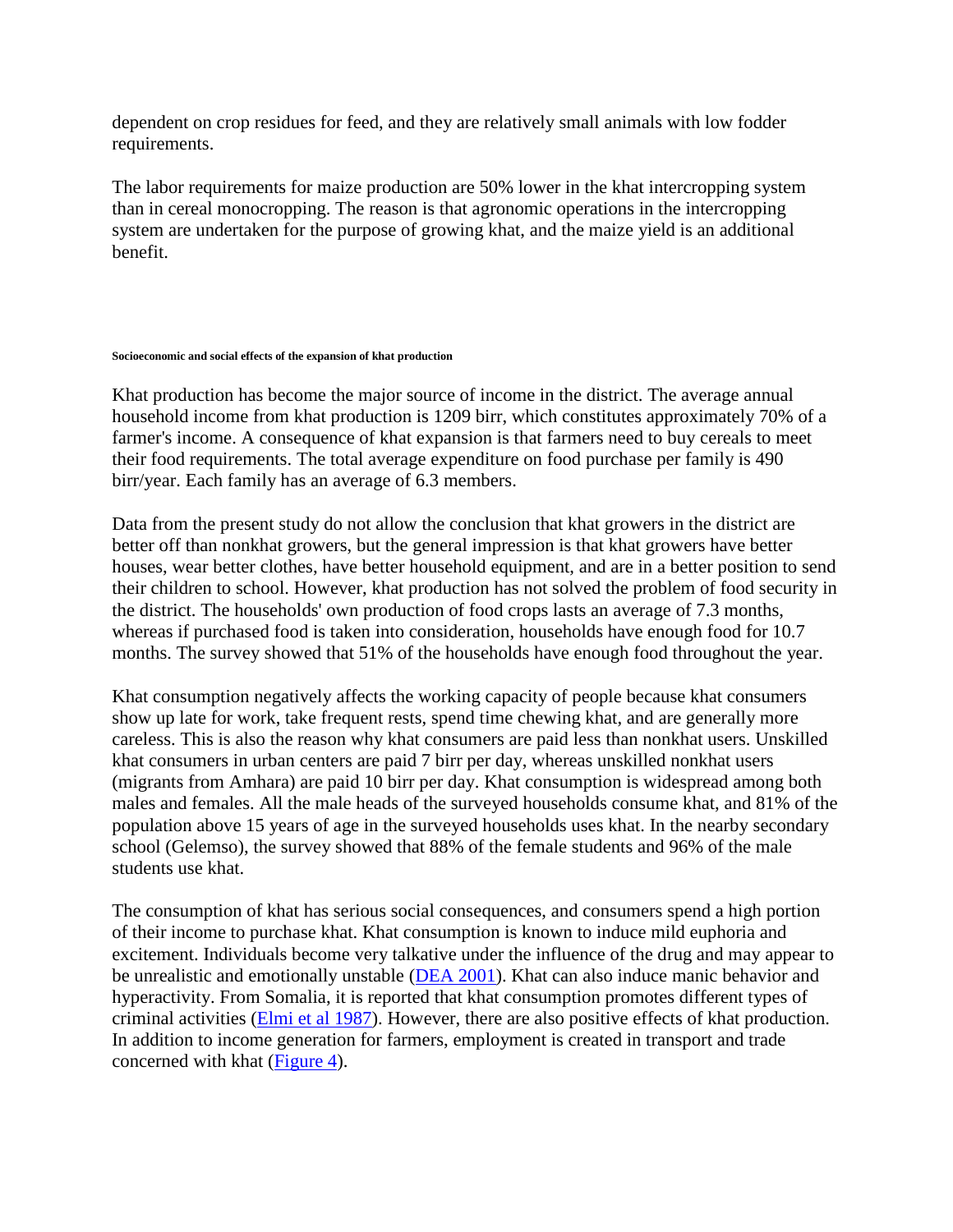dependent on crop residues for feed, and they are relatively small animals with low fodder requirements.

The labor requirements for maize production are 50% lower in the khat intercropping system than in cereal monocropping. The reason is that agronomic operations in the intercropping system are undertaken for the purpose of growing khat, and the maize yield is an additional benefit.

#### Socioeconomic and social effects of the expansion of khat production

Khat production has become the major source of income in the district. The average annual household income from khat production is 1209 birr, which constitutes approximately 70% of a farmer's income. A consequence of khat expansion is that farmers need to buy cereals to meet their food requirements. The total average expenditure on food purchase per family is 490 birr/year. Each family has an average of 6.3 members.

Data from the present study do not allow the conclusion that khat growers in the district are better off than nonkhat growers, but the general impression is that khat growers have better houses, wear better clothes, have better household equipment, and are in a better position to send their children to school. However, khat production has not solved the problem of food security in the district. The households' own production of food crops lasts an average of 7.3 months, whereas if purchased food is taken into consideration, households have enough food for 10.7 months. The survey showed that 51% of the households have enough food throughout the year.

Khat consumption negatively affects the working capacity of people because khat consumers show up late for work, take frequent rests, spend time chewing khat, and are generally more careless. This is also the reason why khat consumers are paid less than nonkhat users. Unskilled khat consumers in urban centers are paid 7 birr per day, whereas unskilled nonkhat users (migrants from Amhara) are paid 10 birr per day. Khat consumption is widespread among both males and females. All the male heads of the surveyed households consume khat, and 81% of the population above 15 years of age in the surveyed households uses khat. In the nearby secondary school (Gelemso), the survey showed that 88% of the female students and 96% of the male students use khat.

The consumption of khat has serious social consequences, and consumers spend a high portion of their income to purchase khat. Khat consumption is known to induce mild euphoria and excitement. Individuals become very talkative under the influence of the drug and may appear to be unrealistic and emotionally unstable (DEA 2001). Khat can also induce manic behavior and hyperactivity. From Somalia, it is reported that khat consumption promotes different types of criminal activities (Elmi et al 1987). However, there are also positive effects of khat production. In addition to income generation for farmers, employment is created in transport and trade concerned with khat (Figure 4).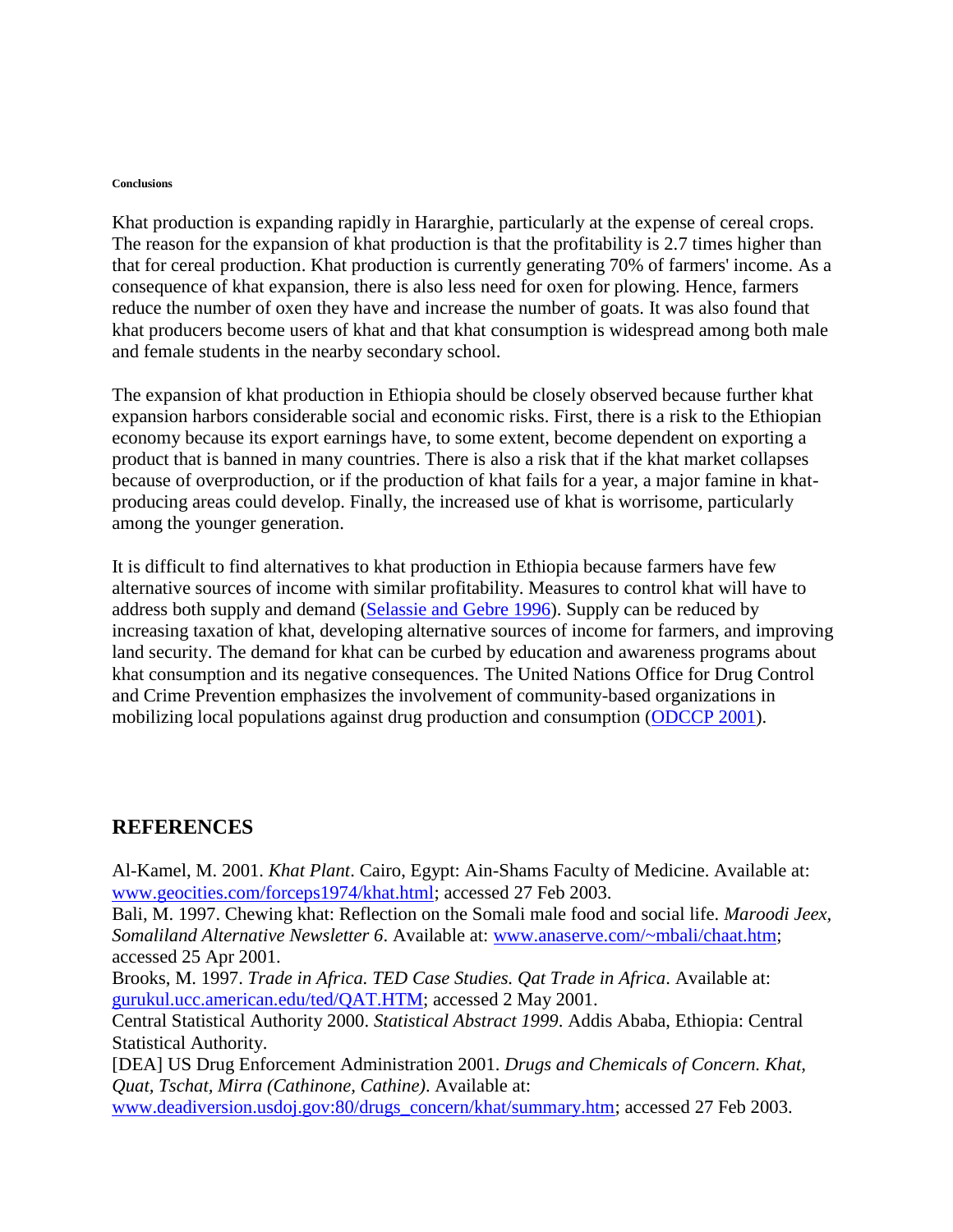#### Conclusions

Khat production is expanding rapidly in Hararghie, particularly at the expense of cereal crops. The reason for the expansion of khat production is that the profitability is 2.7 times higher than that for cereal production. Khat production is currently generating 70% of farmers' income. As a consequence of khat expansion, there is also less need for oxen for plowing. Hence, farmers reduce the number of oxen they have and increase the number of goats. It was also found that khat producers become users of khat and that khat consumption is widespread among both male and female students in the nearby secondary school.

The expansion of khat production in Ethiopia should be closely observed because further khat expansion harbors considerable social and economic risks. First, there is a risk to the Ethiopian economy because its export earnings have, to some extent, become dependent on exporting a product that is banned in many countries. There is also a risk that if the khat market collapses because of overproduction, or if the production of khat fails for a year, a major famine in khat-producing areas could develop. Finally, the increased use of khat is worrisome, particularly among the younger generation.

It is difficult to find alternatives to khat production in Ethiopia because farmers have few alternative sources of income with similar profitability. Measures to control khat will have to address both supply and demand (Selassie and Gebre 1996). Supply can be reduced by increasing taxation of khat, developing alternative sources of income for farmers, and improving land security. The demand for khat can be curbed by education and awareness programs about khat consumption and its negative consequences. The United Nations Office for Drug Control and Crime Prevention emphasizes the involvement of community-based organizations in mobilizing local populations against drug production and consumption (ODCCP 2001).

## REFERENCES

Al-Kamel, M. 2001. *Khat Plant*. Cairo, Egypt: Ain-Shams Faculty of Medicine. Available at: www.geocities.com/forceps1974/khat.html; accessed 27 Feb 2003.

Bali, M. 1997. Chewing khat: Reflection on the Somali male food and social life. *Maroodi Jeex, Somaliland Alternative Newsletter 6*. Available at: www.anaserve.com/~mbali/chaat.htm; accessed 25 Apr 2001.

Brooks, M. 1997. *Trade in Africa. TED Case Studies. Qat Trade in Africa*. Available at: gurukul.ucc.american.edu/ted/QAT.HTM; accessed 2 May 2001.

Central Statistical Authority 2000. *Statistical Abstract 1999*. Addis Ababa, Ethiopia: Central Statistical Authority.

[DEA] US Drug Enforcement Administration 2001. *Drugs and Chemicals of Concern. Khat, Quat, Tschat, Mirra (Cathinone, Cathine)*. Available at: www.deadiversion.usdoj.gov:80/drugs_concern/khat/summary.htm; accessed 27 Feb 2003.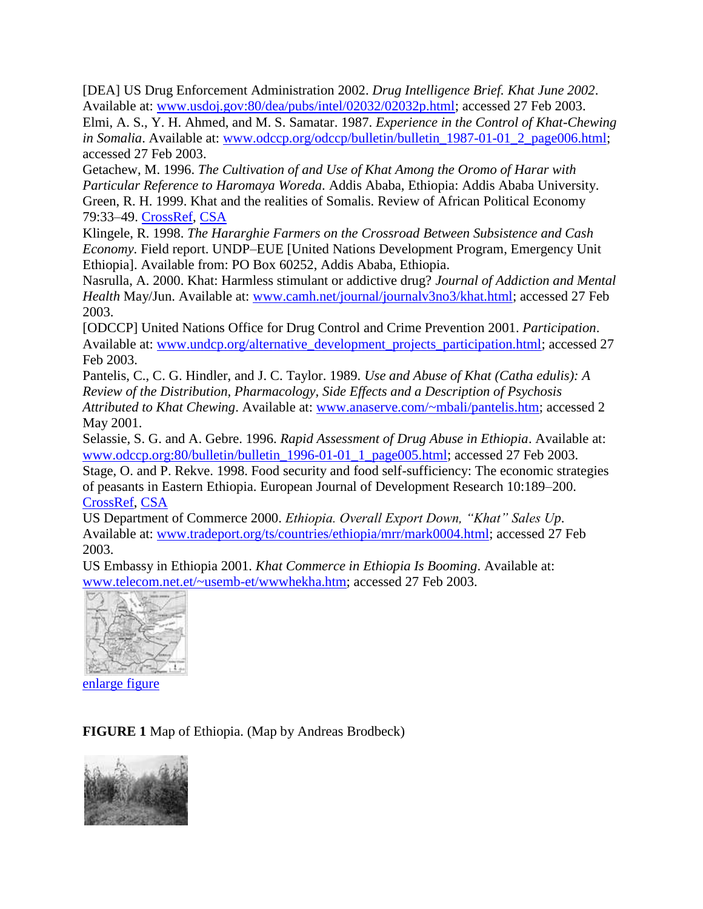[DEA] US Drug Enforcement Administration 2002. *Drug Intelligence Brief. Khat June 2002*. Available at: www.usdoj.gov:80/dea/pubs/intel/02032/02032p.html; accessed 27 Feb 2003.

Elmi, A. S., Y. H. Ahmed, and M. S. Samatar. 1987. *Experience in the Control of Khat-Chewing in Somalia*. Available at: www.odccp.org/odccp/bulletin/bulletin_1987-01-01_2_page006.html; accessed 27 Feb 2003.

Getachew, M. 1996. *The Cultivation of and Use of Khat Among the Oromo of Harar with Particular Reference to Haromaya Woreda*. Addis Ababa, Ethiopia: Addis Ababa University.

Green, R. H. 1999. Khat and the realities of Somalis. Review of African Political Economy 79:33–49. CrossRef, CSA

Klingele, R. 1998. *The Hararghie Farmers on the Crossroad Between Subsistence and Cash Economy*. Field report. UNDP–EUE [United Nations Development Program, Emergency Unit Ethiopia]. Available from: PO Box 60252, Addis Ababa, Ethiopia.

Nasrulla, A. 2000. Khat: Harmless stimulant or addictive drug? *Journal of Addiction and Mental Health* May/Jun. Available at: www.camh.net/journal/journalv3no3/khat.html; accessed 27 Feb 2003.

[ODCCP] United Nations Office for Drug Control and Crime Prevention 2001. *Participation*. Available at: www.undcp.org/alternative_development_projects_participation.html; accessed 27 Feb 2003.

Pantelis, C., C. G. Hindler, and J. C. Taylor. 1989. *Use and Abuse of Khat (Catha edulis): A Review of the Distribution, Pharmacology, Side Effects and a Description of Psychosis Attributed to Khat Chewing*. Available at: www.anaserve.com/~mbali/pantelis.htm; accessed 2 May 2001.

Selassie, S. G. and A. Gebre. 1996. *Rapid Assessment of Drug Abuse in Ethiopia*. Available at: www.odccp.org:80/bulletin/bulletin_1996-01-01_1_page005.html; accessed 27 Feb 2003.

Stage, O. and P. Rekve. 1998. Food security and food self-sufficiency: The economic strategies of peasants in Eastern Ethiopia. European Journal of Development Research 10:189–200. CrossRef, CSA

US Department of Commerce 2000. *Ethiopia. Overall Export Down, "Khat" Sales Up*. Available at: www.tradeport.org/ts/countries/ethiopia/mrr/mark0004.html; accessed 27 Feb 2003.

US Embassy in Ethiopia 2001. *Khat Commerce in Ethiopia Is Booming*. Available at: www.telecom.net.et/~usemb-et/wwwhekha.htm; accessed 27 Feb 2003.

enlarge figure

**FIGURE 1** Map of Ethiopia. (Map by Andreas Brodbeck)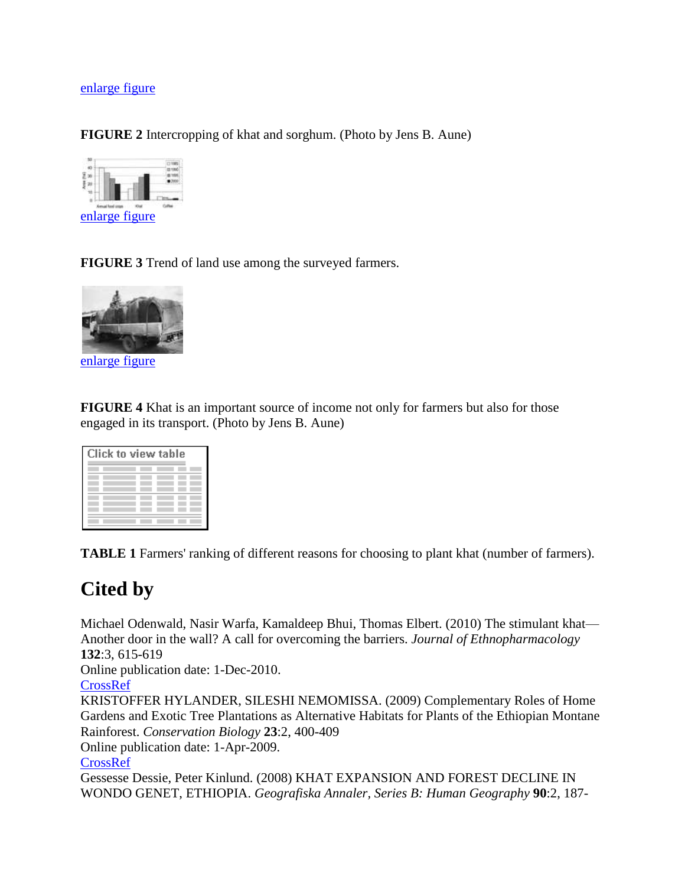enlarge figure

**FIGURE 2** Intercropping of khat and sorghum. (Photo by Jens B. Aune)

enlarge figure

**FIGURE 3** Trend of land use among the surveyed farmers.

enlarge figure

**FIGURE 4** Khat is an important source of income not only for farmers but also for those engaged in its transport. (Photo by Jens B. Aune)

Click to view table

**TABLE 1** Farmers' ranking of different reasons for choosing to plant khat (number of farmers).

## Cited by

Michael Odenwald, Nasir Warfa, Kamaldeep Bhui, Thomas Elbert. (2010) The stimulant khat—Another door in the wall? A call for overcoming the barriers. *Journal of Ethnopharmacology* **132**:3, 615-619
Online publication date: 1-Dec-2010.
CrossRef

KRISTOFFER HYLANDER, SILESHI NEMOMISSA. (2009) Complementary Roles of Home Gardens and Exotic Tree Plantations as Alternative Habitats for Plants of the Ethiopian Montane Rainforest. *Conservation Biology* **23**:2, 400-409
Online publication date: 1-Apr-2009.
CrossRef

Gessesse Dessie, Peter Kinlund. (2008) KHAT EXPANSION AND FOREST DECLINE IN WONDO GENET, ETHIOPIA. *Geografiska Annaler, Series B: Human Geography* **90**:2, 187-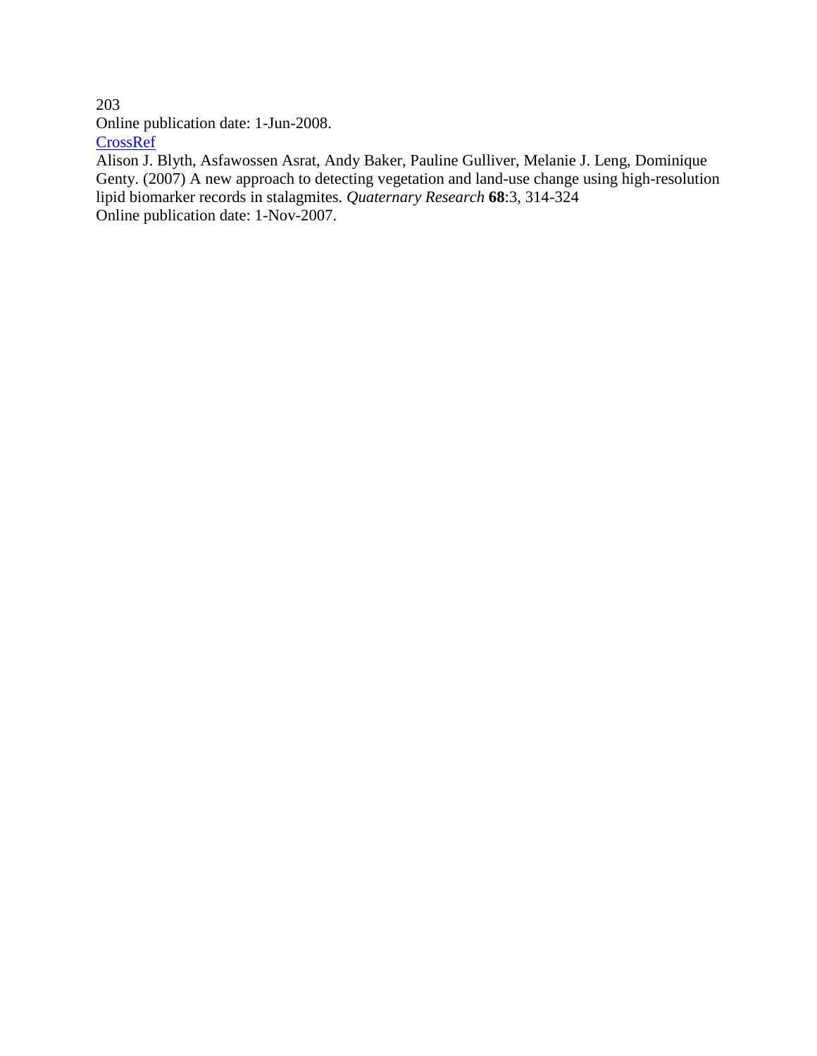203
Online publication date: 1-Jun-2008.
[CrossRef]
Alison J. Blyth, Asfawossen Asrat, Andy Baker, Pauline Gulliver, Melanie J. Leng, Dominique Genty. (2007) A new approach to detecting vegetation and land-use change using high-resolution lipid biomarker records in stalagmites. *Quaternary Research* **68**:3, 314-324
Online publication date: 1-Nov-2007.